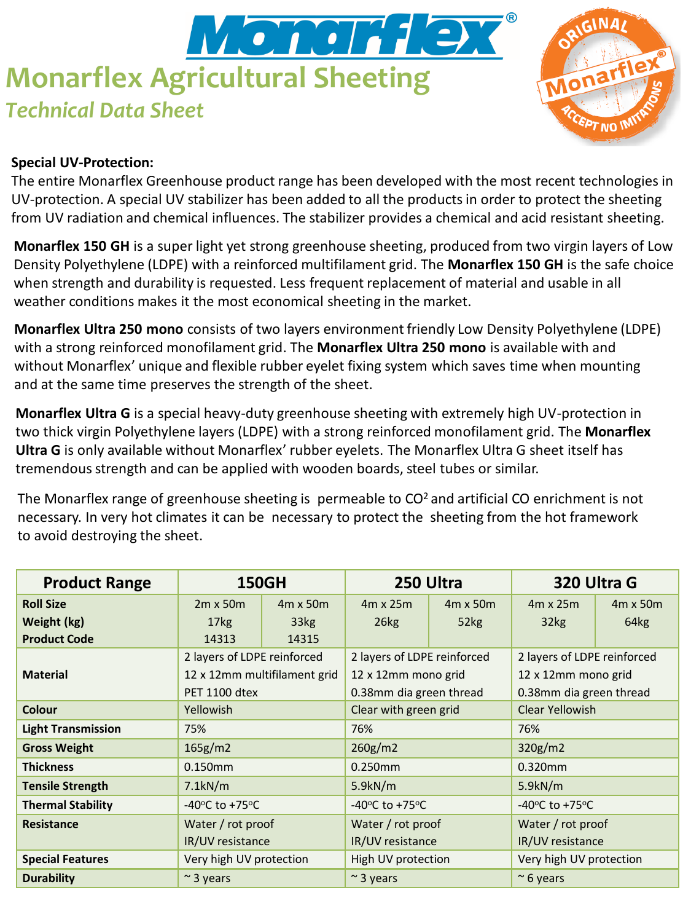# Monarflex Agricultural Sheeting

## *Technical Data Sheet*

**Special UV-Protection:**
The entire Monarflex Greenhouse product range has been developed with the most recent technologies in UV-protection. A special UV stabilizer has been added to all the products in order to protect the sheeting from UV radiation and chemical influences. The stabilizer provides a chemical and acid resistant sheeting.

**Monarflex 150 GH** is a super light yet strong greenhouse sheeting, produced from two virgin layers of Low Density Polyethylene (LDPE) with a reinforced multifilament grid. The **Monarflex 150 GH** is the safe choice when strength and durability is requested. Less frequent replacement of material and usable in all weather conditions makes it the most economical sheeting in the market.

**Monarflex Ultra 250 mono** consists of two layers environment friendly Low Density Polyethylene (LDPE) with a strong reinforced monofilament grid. The **Monarflex Ultra 250 mono** is available with and without Monarflex' unique and flexible rubber eyelet fixing system which saves time when mounting and at the same time preserves the strength of the sheet.

**Monarflex Ultra G** is a special heavy-duty greenhouse sheeting with extremely high UV-protection in two thick virgin Polyethylene layers (LDPE) with a strong reinforced monofilament grid. The **Monarflex Ultra G** is only available without Monarflex' rubber eyelets. The Monarflex Ultra G sheet itself has tremendous strength and can be applied with wooden boards, steel tubes or similar.

The Monarflex range of greenhouse sheeting is permeable to $CO^2$ and artificial CO enrichment is not necessary. In very hot climates it can be necessary to protect the sheeting from the hot framework to avoid destroying the sheet.

| Product Range | 150GH | | 250 Ultra | | 320 Ultra G | |
|---|---|---|---|---|---|---|
| **Roll Size** | 2m x 50m | 4m x 50m | 4m x 25m | 4m x 50m | 4m x 25m | 4m x 50m |
| **Weight (kg)** | 17kg | 33kg | 26kg | 52kg | 32kg | 64kg |
| **Product Code** | 14313 | 14315 | | | | |
| **Material** | 2 layers of LDPE reinforced 12 x 12mm multifilament grid PET 1100 dtex | | 2 layers of LDPE reinforced 12 x 12mm mono grid 0.38mm dia green thread | | 2 layers of LDPE reinforced 12 x 12mm mono grid 0.38mm dia green thread | |
| **Colour** | Yellowish | | Clear with green grid | | Clear Yellowish | |
| **Light Transmission** | 75% | | 76% | | 76% | |
| **Gross Weight** | 165g/m2 | | 260g/m2 | | 320g/m2 | |
| **Thickness** | 0.150mm | | 0.250mm | | 0.320mm | |
| **Tensile Strength** | 7.1kN/m | | 5.9kN/m | | 5.9kN/m | |
| **Thermal Stability** | -40°C to +75°C | | -40°C to +75°C | | -40°C to +75°C | |
| **Resistance** | Water / rot proof IR/UV resistance | | Water / rot proof IR/UV resistance | | Water / rot proof IR/UV resistance | |
| **Special Features** | Very high UV protection | | High UV protection | | Very high UV protection | |
| **Durability** | ~ 3 years | | ~ 3 years | | ~ 6 years | |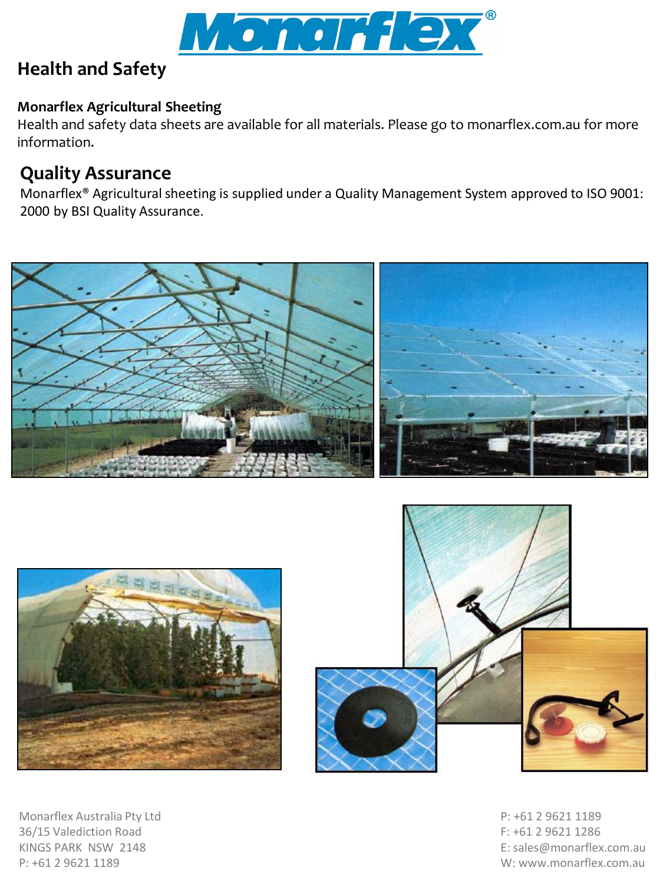# Health and Safety

### Monarflex Agricultural Sheeting

Health and safety data sheets are available for all materials. Please go to monarflex.com.au for more information.

## Quality Assurance

Monarflex® Agricultural sheeting is supplied under a Quality Management System approved to ISO 9001: 2000 by BSI Quality Assurance.

Monarflex Australia Pty Ltd
36/15 Valediction Road
KINGS PARK NSW 2148
P: +61 2 9621 1189

P: +61 2 9621 1189
F: +61 2 9621 1286
E: sales@monarflex.com.au
W: www.monarflex.com.au